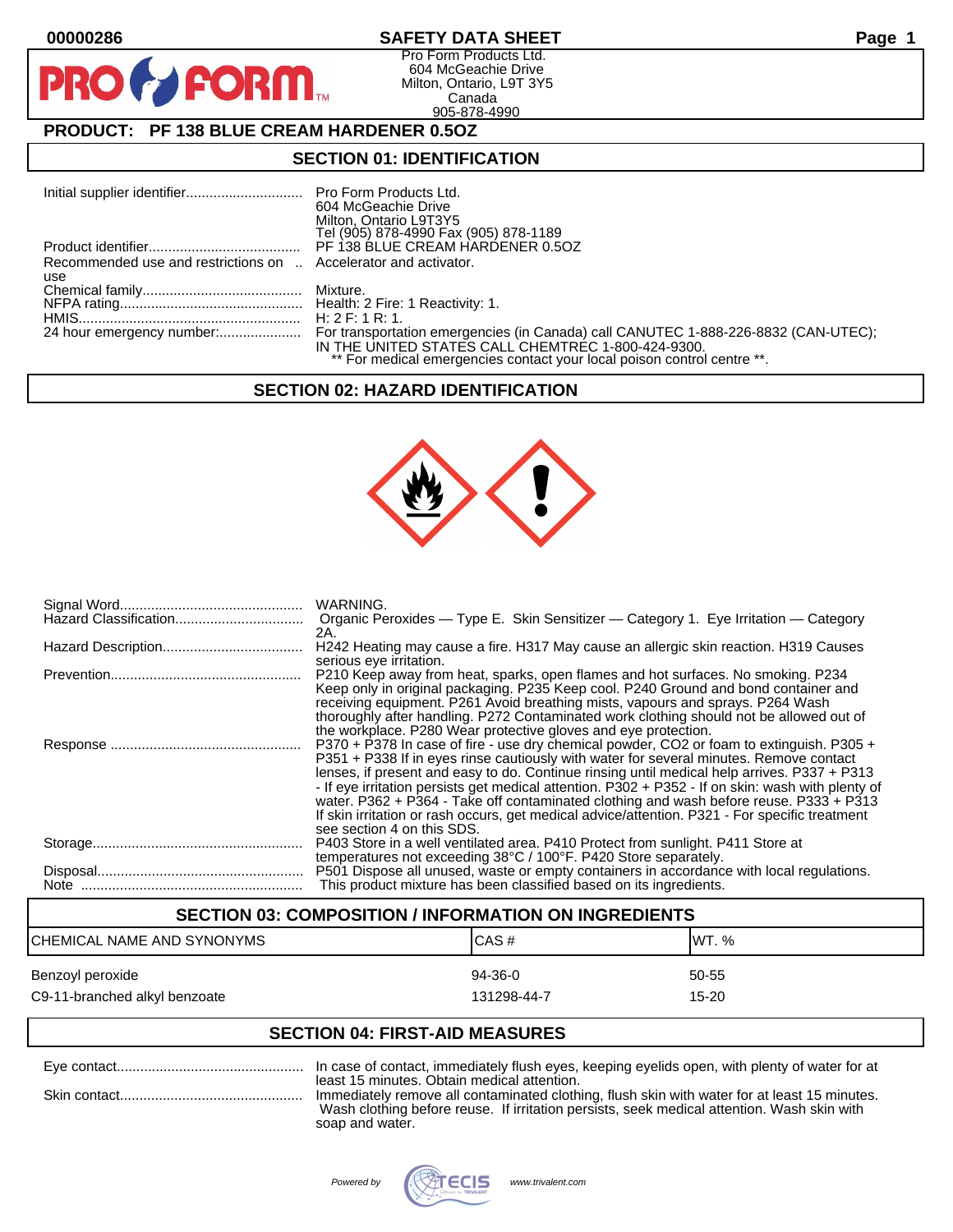00000286 **SAFETY DATA SHEET**

Pro Form Products Ltd.
604 McGeachie Drive
Milton, Ontario, L9T 3Y5
Canada
905-878-4990

## PRODUCT: PF 138 BLUE CREAM HARDENER 0.5OZ

## SECTION 01: IDENTIFICATION

| | |
|---|---|
| Initial supplier identifier | Pro Form Products Ltd.<br>604 McGeachie Drive<br>Milton, Ontario L9T3Y5<br>Tel (905) 878-4990 Fax (905) 878-1189 |
| Product identifier | PF 138 BLUE CREAM HARDENER 0.5OZ |
| Recommended use and restrictions on use | Accelerator and activator. |
| Chemical family | Mixture. |
| NFPA rating | Health: 2 Fire: 1 Reactivity: 1. |
| HMIS | H: 2 F: 1 R: 1. |
| 24 hour emergency number: | For transportation emergencies (in Canada) call CANUTEC 1-888-226-8832 (CAN-UTEC); IN THE UNITED STATES CALL CHEMTREC 1-800-424-9300.<br>** For medical emergencies contact your local poison control centre **. |

## SECTION 02: HAZARD IDENTIFICATION

| | |
|---|---|
| Signal Word | WARNING. |
| Hazard Classification | Organic Peroxides — Type E. Skin Sensitizer — Category 1. Eye Irritation — Category 2A. |
| Hazard Description | H242 Heating may cause a fire. H317 May cause an allergic skin reaction. H319 Causes serious eye irritation. |
| Prevention | P210 Keep away from heat, sparks, open flames and hot surfaces. No smoking. P234 Keep only in original packaging. P235 Keep cool. P240 Ground and bond container and receiving equipment. P261 Avoid breathing mists, vapours and sprays. P264 Wash thoroughly after handling. P272 Contaminated work clothing should not be allowed out of the workplace. P280 Wear protective gloves and eye protection. |
| Response | P370 + P378 In case of fire - use dry chemical powder, CO2 or foam to extinguish. P305 + P351 + P338 If in eyes rinse cautiously with water for several minutes. Remove contact lenses, if present and easy to do. Continue rinsing until medical help arrives. P337 + P313 - If eye irritation persists get medical attention. P302 + P352 - If on skin: wash with plenty of water. P362 + P364 - Take off contaminated clothing and wash before reuse. P333 + P313 If skin irritation or rash occurs, get medical advice/attention. P321 - For specific treatment see section 4 on this SDS. |
| Storage | P403 Store in a well ventilated area. P410 Protect from sunlight. P411 Store at temperatures not exceeding 38°C / 100°F. P420 Store separately. |
| Disposal | P501 Dispose all unused, waste or empty containers in accordance with local regulations. |
| Note | This product mixture has been classified based on its ingredients. |

## SECTION 03: COMPOSITION / INFORMATION ON INGREDIENTS

| CHEMICAL NAME AND SYNONYMS | CAS # | WT. % |
|---|---|---|
| Benzoyl peroxide | 94-36-0 | 50-55 |
| C9-11-branched alkyl benzoate | 131298-44-7 | 15-20 |

## SECTION 04: FIRST-AID MEASURES

| | |
|---|---|
| Eye contact | In case of contact, immediately flush eyes, keeping eyelids open, with plenty of water for at least 15 minutes. Obtain medical attention. |
| Skin contact | Immediately remove all contaminated clothing, flush skin with water for at least 15 minutes. Wash clothing before reuse. If irritation persists, seek medical attention. Wash skin with soap and water. |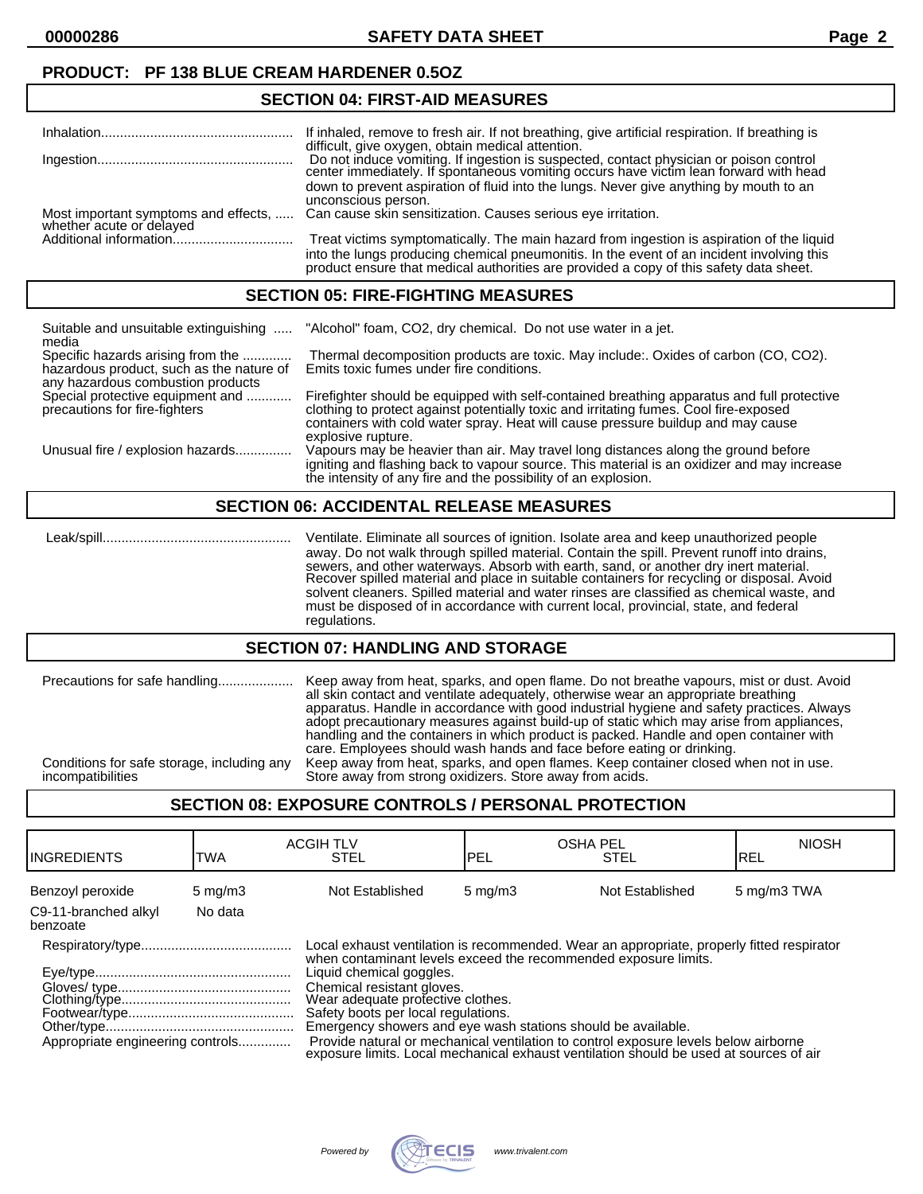**PRODUCT: PF 138 BLUE CREAM HARDENER 0.5OZ**

## SECTION 04: FIRST-AID MEASURES

Inhalation.................................................. If inhaled, remove to fresh air. If not breathing, give artificial respiration. If breathing is difficult, give oxygen, obtain medical attention.

Ingestion.................................................. Do not induce vomiting. If ingestion is suspected, contact physician or poison control center immediately. If spontaneous vomiting occurs have victim lean forward with head down to prevent aspiration of fluid into the lungs. Never give anything by mouth to an unconscious person.

Most important symptoms and effects, whether acute or delayed ..... Can cause skin sensitization. Causes serious eye irritation.

Additional information................................ Treat victims symptomatically. The main hazard from ingestion is aspiration of the liquid into the lungs producing chemical pneumonitis. In the event of an incident involving this product ensure that medical authorities are provided a copy of this safety data sheet.

## SECTION 05: FIRE-FIGHTING MEASURES

Suitable and unsuitable extinguishing media ..... "Alcohol" foam, CO2, dry chemical. Do not use water in a jet.

Specific hazards arising from the hazardous product, such as the nature of any hazardous combustion products ............ Thermal decomposition products are toxic. May include:. Oxides of carbon (CO, CO2). Emits toxic fumes under fire conditions.

Special protective equipment and precautions for fire-fighters ............ Firefighter should be equipped with self-contained breathing apparatus and full protective clothing to protect against potentially toxic and irritating fumes. Cool fire-exposed containers with cold water spray. Heat will cause pressure buildup and may cause explosive rupture.

Unusual fire / explosion hazards............... Vapours may be heavier than air. May travel long distances along the ground before igniting and flashing back to vapour source. This material is an oxidizer and may increase the intensity of any fire and the possibility of an explosion.

## SECTION 06: ACCIDENTAL RELEASE MEASURES

Leak/spill.................................................. Ventilate. Eliminate all sources of ignition. Isolate area and keep unauthorized people away. Do not walk through spilled material. Contain the spill. Prevent runoff into drains, sewers, and other waterways. Absorb with earth, sand, or another dry inert material. Recover spilled material and place in suitable containers for recycling or disposal. Avoid solvent cleaners. Spilled material and water rinses are classified as chemical waste, and must be disposed of in accordance with current local, provincial, state, and federal regulations.

## SECTION 07: HANDLING AND STORAGE

Precautions for safe handling.................... Keep away from heat, sparks, and open flame. Do not breathe vapours, mist or dust. Avoid all skin contact and ventilate adequately, otherwise wear an appropriate breathing apparatus. Handle in accordance with good industrial hygiene and safety practices. Always adopt precautionary measures against build-up of static which may arise from appliances, handling and the containers in which product is packed. Handle and open container with care. Employees should wash hands and face before eating or drinking.

Conditions for safe storage, including any incompatibilities Keep away from heat, sparks, and open flames. Keep container closed when not in use. Store away from strong oxidizers. Store away from acids.

## SECTION 08: EXPOSURE CONTROLS / PERSONAL PROTECTION

| INGREDIENTS | ACGIH TLV TWA | ACGIH TLV STEL | OSHA PEL PEL | OSHA PEL STEL | NIOSH REL |
|---|---|---|---|---|---|
| Benzoyl peroxide | 5 mg/m3 | Not Established | 5 mg/m3 | Not Established | 5 mg/m3 TWA |
| C9-11-branched alkyl benzoate | No data | | | | |

Respiratory/type........................................ Local exhaust ventilation is recommended. Wear an appropriate, properly fitted respirator when contaminant levels exceed the recommended exposure limits.

Eye/type.................................................... Liquid chemical goggles.

Gloves/ type.............................................. Chemical resistant gloves.

Clothing/type............................................. Wear adequate protective clothes.

Footwear/type............................................ Safety boots per local regulations.

Other/type.................................................. Emergency showers and eye wash stations should be available.

Appropriate engineering controls.............. Provide natural or mechanical ventilation to control exposure levels below airborne exposure limits. Local mechanical exhaust ventilation should be used at sources of air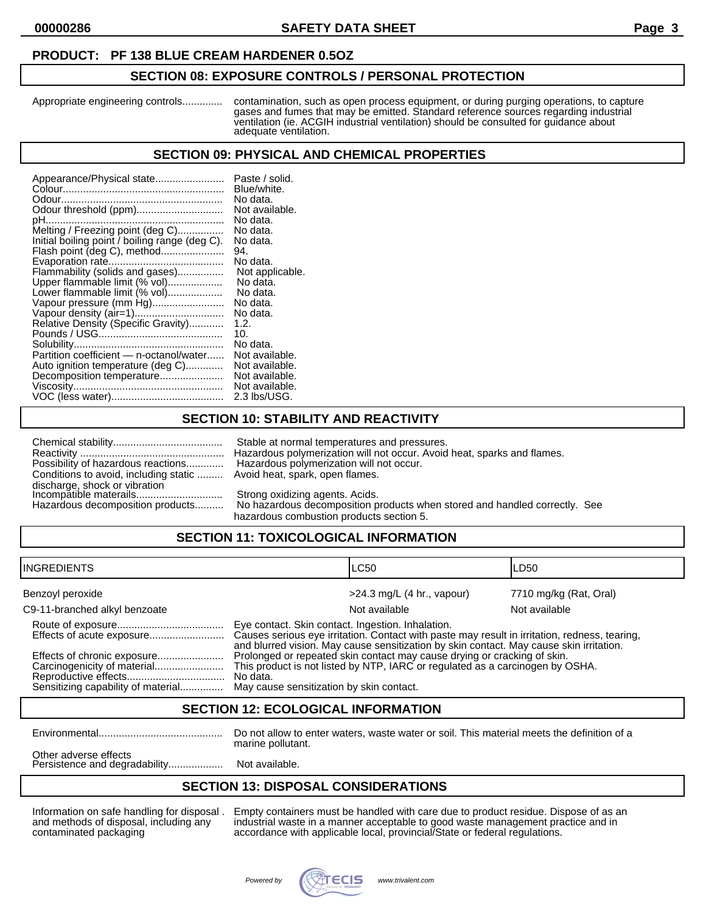**PRODUCT: PF 138 BLUE CREAM HARDENER 0.5OZ**

## SECTION 08: EXPOSURE CONTROLS / PERSONAL PROTECTION

| | |
|---|---|
| Appropriate engineering controls............. | contamination, such as open process equipment, or during purging operations, to capture gases and fumes that may be emitted. Standard reference sources regarding industrial ventilation (ie. ACGIH industrial ventilation) should be consulted for guidance about adequate ventilation. |

## SECTION 09: PHYSICAL AND CHEMICAL PROPERTIES

| | |
|---|---|
| Appearance/Physical state........................ | Paste / solid. |
| Colour....................................................... | Blue/white. |
| Odour........................................................ | No data. |
| Odour threshold (ppm).............................. | Not available. |
| pH............................................................. | No data. |
| Melting / Freezing point (deg C)................ | No data. |
| Initial boiling point / boiling range (deg C). | No data. |
| Flash point (deg C), method...................... | 94. |
| Evaporation rate........................................ | No data. |
| Flammability (solids and gases)................ | Not applicable. |
| Upper flammable limit (% vol)................... | No data. |
| Lower flammable limit (% vol)................... | No data. |
| Vapour pressure (mm Hg)......................... | No data. |
| Vapour density (air=1)............................... | No data. |
| Relative Density (Specific Gravity)............ | 1.2. |
| Pounds / USG........................................... | 10. |
| Solubility.................................................... | No data. |
| Partition coefficient — n-octanol/water...... | Not available. |
| Auto ignition temperature (deg C)............. | Not available. |
| Decomposition temperature...................... | Not available. |
| Viscosity.................................................... | Not available. |
| VOC (less water)....................................... | 2.3 lbs/USG. |

## SECTION 10: STABILITY AND REACTIVITY

| | |
|---|---|
| Chemical stability...................................... | Stable at normal temperatures and pressures. |
| Reactivity .................................................. | Hazardous polymerization will not occur. Avoid heat, sparks and flames. |
| Possibility of hazardous reactions............. | Hazardous polymerization will not occur. |
| Conditions to avoid, including static discharge, shock or vibration ......... | Avoid heat, spark, open flames. |
| Incompatible materails.............................. | Strong oxidizing agents. Acids. |
| Hazardous decomposition products.......... | No hazardous decomposition products when stored and handled correctly. See hazardous combustion products section 5. |

## SECTION 11: TOXICOLOGICAL INFORMATION

| INGREDIENTS | LC50 | LD50 |
|---|---|---|
| Benzoyl peroxide | >24.3 mg/L (4 hr., vapour) | 7710 mg/kg (Rat, Oral) |
| C9-11-branched alkyl benzoate | Not available | Not available |

| | |
|---|---|
| Route of exposure..................................... | Eye contact. Skin contact. Ingestion. Inhalation. |
| Effects of acute exposure.......................... | Causes serious eye irritation. Contact with paste may result in irritation, redness, tearing, and blurred vision. May cause sensitization by skin contact. May cause skin irritation. |
| Effects of chronic exposure....................... | Prolonged or repeated skin contact may cause drying or cracking of skin. |
| Carcinogenicity of material........................ | This product is not listed by NTP, IARC or regulated as a carcinogen by OSHA. |
| Reproductive effects.................................. | No data. |
| Sensitizing capability of material............... | May cause sensitization by skin contact. |

## SECTION 12: ECOLOGICAL INFORMATION

| | |
|---|---|
| Environmental........................................... | Do not allow to enter waters, waste water or soil. This material meets the definition of a marine pollutant. |
| Other adverse effects | |
| Persistence and degradability................... | Not available. |

## SECTION 13: DISPOSAL CONSIDERATIONS

| | |
|---|---|
| Information on safe handling for disposal . and methods of disposal, including any contaminated packaging | Empty containers must be handled with care due to product residue. Dispose of as an industrial waste in a manner acceptable to good waste management practice and in accordance with applicable local, provincial/State or federal regulations. |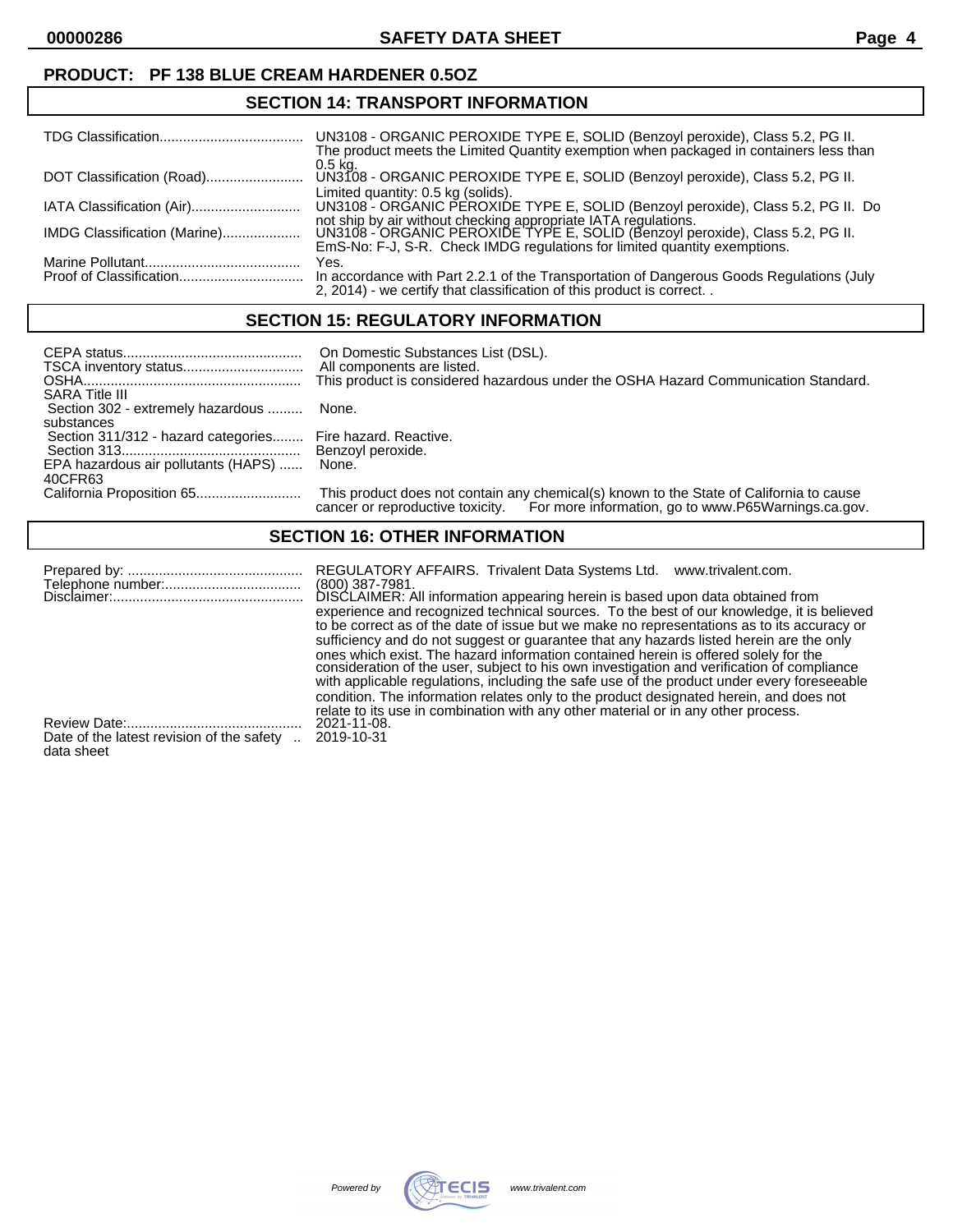**PRODUCT: PF 138 BLUE CREAM HARDENER 0.5OZ**

## SECTION 14: TRANSPORT INFORMATION

| | |
|---|---|
| TDG Classification | UN3108 - ORGANIC PEROXIDE TYPE E, SOLID (Benzoyl peroxide), Class 5.2, PG II. The product meets the Limited Quantity exemption when packaged in containers less than 0.5 kg. |
| DOT Classification (Road) | UN3108 - ORGANIC PEROXIDE TYPE E, SOLID (Benzoyl peroxide), Class 5.2, PG II. Limited quantity: 0.5 kg (solids). |
| IATA Classification (Air) | UN3108 - ORGANIC PEROXIDE TYPE E, SOLID (Benzoyl peroxide), Class 5.2, PG II. Do not ship by air without checking appropriate IATA regulations. |
| IMDG Classification (Marine) | UN3108 - ORGANIC PEROXIDE TYPE E, SOLID (Benzoyl peroxide), Class 5.2, PG II. EmS-No: F-J, S-R. Check IMDG regulations for limited quantity exemptions. |
| Marine Pollutant | Yes. |
| Proof of Classification | In accordance with Part 2.2.1 of the Transportation of Dangerous Goods Regulations (July 2, 2014) - we certify that classification of this product is correct. . |

## SECTION 15: REGULATORY INFORMATION

| | |
|---|---|
| CEPA status | On Domestic Substances List (DSL). |
| TSCA inventory status | All components are listed. |
| OSHA | This product is considered hazardous under the OSHA Hazard Communication Standard. |
| SARA Title III | |
| Section 302 - extremely hazardous substances | None. |
| Section 311/312 - hazard categories | Fire hazard. Reactive. |
| Section 313 | Benzoyl peroxide. |
| EPA hazardous air pollutants (HAPS) 40CFR63 | None. |
| California Proposition 65 | This product does not contain any chemical(s) known to the State of California to cause cancer or reproductive toxicity. For more information, go to www.P65Warnings.ca.gov. |

## SECTION 16: OTHER INFORMATION

| | |
|---|---|
| Prepared by: | REGULATORY AFFAIRS. Trivalent Data Systems Ltd. www.trivalent.com. |
| Telephone number: | (800) 387-7981. |
| Disclaimer: | DISCLAIMER: All information appearing herein is based upon data obtained from experience and recognized technical sources. To the best of our knowledge, it is believed to be correct as of the date of issue but we make no representations as to its accuracy or sufficiency and do not suggest or guarantee that any hazards listed herein are the only ones which exist. The hazard information contained herein is offered solely for the consideration of the user, subject to his own investigation and verification of compliance with applicable regulations, including the safe use of the product under every foreseeable condition. The information relates only to the product designated herein, and does not relate to its use in combination with any other material or in any other process. |
| Review Date: | 2021-11-08. |
| Date of the latest revision of the safety data sheet | 2019-10-31 |